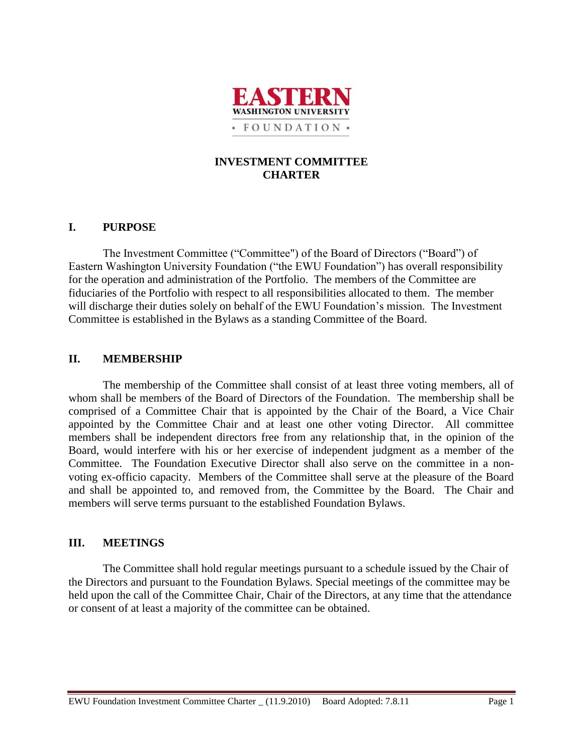EASTERN
WASHINGTON UNIVERSITY
FOUNDATION

# INVESTMENT COMMITTEE CHARTER

## I. PURPOSE

The Investment Committee ("Committee") of the Board of Directors ("Board") of Eastern Washington University Foundation ("the EWU Foundation") has overall responsibility for the operation and administration of the Portfolio. The members of the Committee are fiduciaries of the Portfolio with respect to all responsibilities allocated to them. The member will discharge their duties solely on behalf of the EWU Foundation's mission. The Investment Committee is established in the Bylaws as a standing Committee of the Board.

## II. MEMBERSHIP

The membership of the Committee shall consist of at least three voting members, all of whom shall be members of the Board of Directors of the Foundation. The membership shall be comprised of a Committee Chair that is appointed by the Chair of the Board, a Vice Chair appointed by the Committee Chair and at least one other voting Director. All committee members shall be independent directors free from any relationship that, in the opinion of the Board, would interfere with his or her exercise of independent judgment as a member of the Committee. The Foundation Executive Director shall also serve on the committee in a non-voting ex-officio capacity. Members of the Committee shall serve at the pleasure of the Board and shall be appointed to, and removed from, the Committee by the Board. The Chair and members will serve terms pursuant to the established Foundation Bylaws.

## III. MEETINGS

The Committee shall hold regular meetings pursuant to a schedule issued by the Chair of the Directors and pursuant to the Foundation Bylaws. Special meetings of the committee may be held upon the call of the Committee Chair, Chair of the Directors, at any time that the attendance or consent of at least a majority of the committee can be obtained.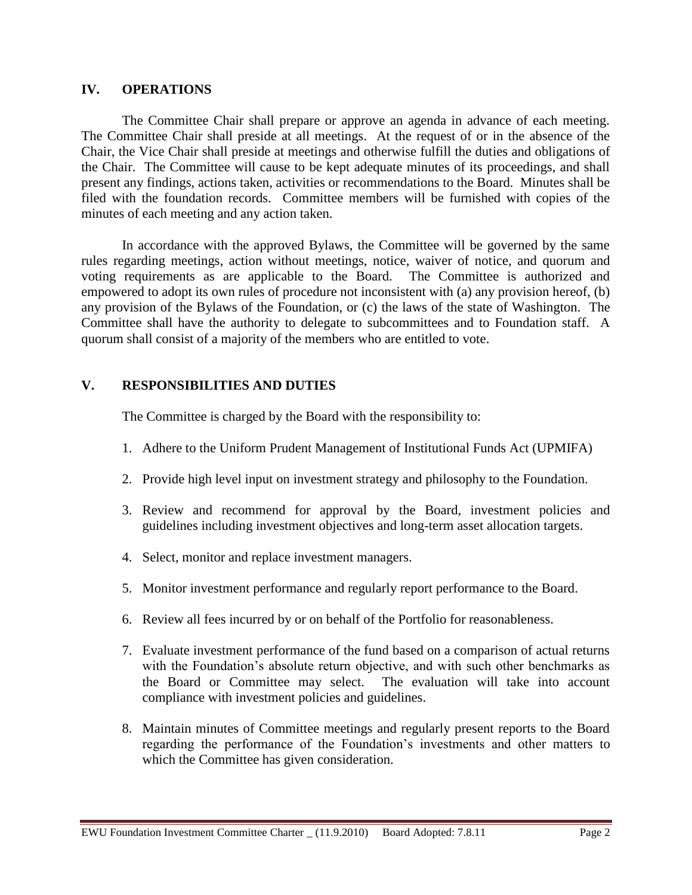## IV. OPERATIONS

The Committee Chair shall prepare or approve an agenda in advance of each meeting. The Committee Chair shall preside at all meetings. At the request of or in the absence of the Chair, the Vice Chair shall preside at meetings and otherwise fulfill the duties and obligations of the Chair. The Committee will cause to be kept adequate minutes of its proceedings, and shall present any findings, actions taken, activities or recommendations to the Board. Minutes shall be filed with the foundation records. Committee members will be furnished with copies of the minutes of each meeting and any action taken.

In accordance with the approved Bylaws, the Committee will be governed by the same rules regarding meetings, action without meetings, notice, waiver of notice, and quorum and voting requirements as are applicable to the Board. The Committee is authorized and empowered to adopt its own rules of procedure not inconsistent with (a) any provision hereof, (b) any provision of the Bylaws of the Foundation, or (c) the laws of the state of Washington. The Committee shall have the authority to delegate to subcommittees and to Foundation staff. A quorum shall consist of a majority of the members who are entitled to vote.

## V. RESPONSIBILITIES AND DUTIES

The Committee is charged by the Board with the responsibility to:

1. Adhere to the Uniform Prudent Management of Institutional Funds Act (UPMIFA)
2. Provide high level input on investment strategy and philosophy to the Foundation.
3. Review and recommend for approval by the Board, investment policies and guidelines including investment objectives and long-term asset allocation targets.
4. Select, monitor and replace investment managers.
5. Monitor investment performance and regularly report performance to the Board.
6. Review all fees incurred by or on behalf of the Portfolio for reasonableness.
7. Evaluate investment performance of the fund based on a comparison of actual returns with the Foundation's absolute return objective, and with such other benchmarks as the Board or Committee may select. The evaluation will take into account compliance with investment policies and guidelines.
8. Maintain minutes of Committee meetings and regularly present reports to the Board regarding the performance of the Foundation's investments and other matters to which the Committee has given consideration.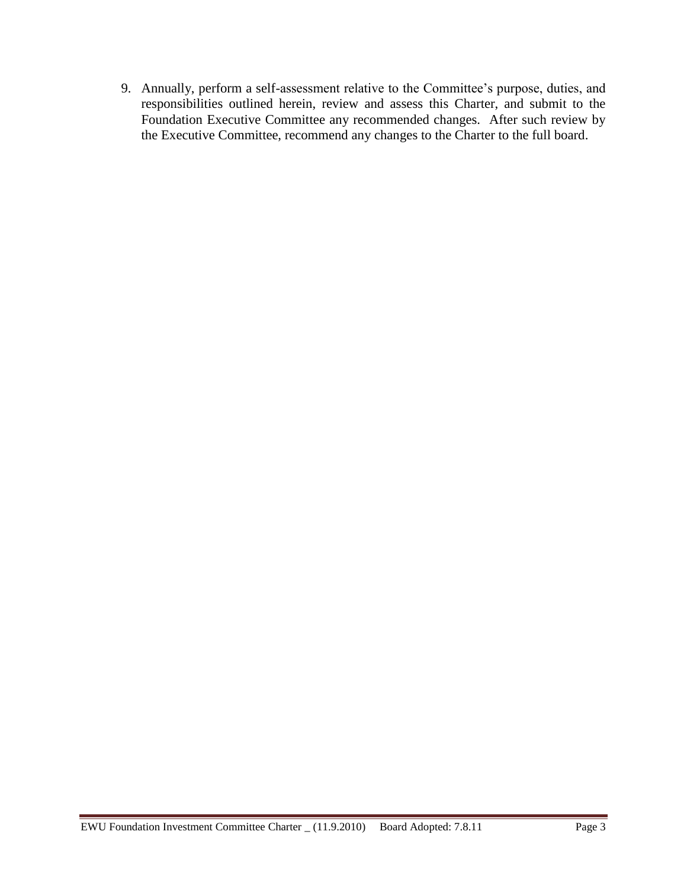9. Annually, perform a self-assessment relative to the Committee's purpose, duties, and responsibilities outlined herein, review and assess this Charter, and submit to the Foundation Executive Committee any recommended changes. After such review by the Executive Committee, recommend any changes to the Charter to the full board.